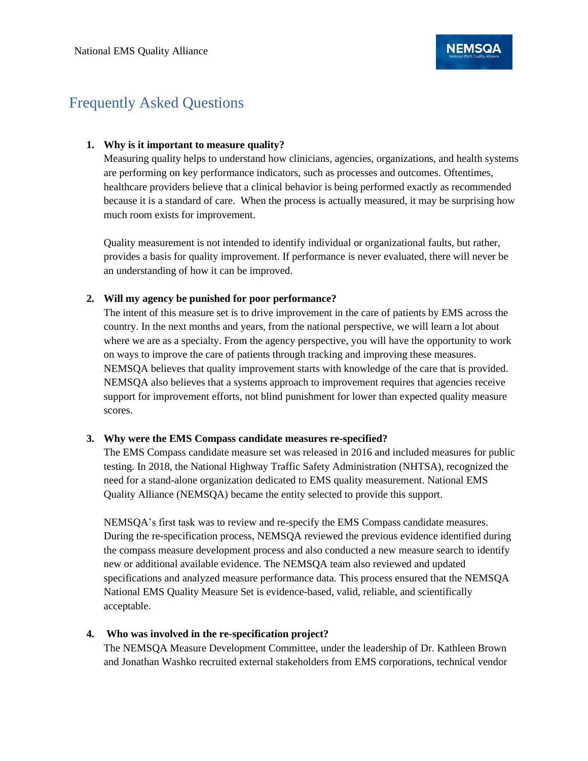National EMS Quality Alliance

# Frequently Asked Questions

1. **Why is it important to measure quality?**

   Measuring quality helps to understand how clinicians, agencies, organizations, and health systems are performing on key performance indicators, such as processes and outcomes. Oftentimes, healthcare providers believe that a clinical behavior is being performed exactly as recommended because it is a standard of care. When the process is actually measured, it may be surprising how much room exists for improvement.

   Quality measurement is not intended to identify individual or organizational faults, but rather, provides a basis for quality improvement. If performance is never evaluated, there will never be an understanding of how it can be improved.

2. **Will my agency be punished for poor performance?**

   The intent of this measure set is to drive improvement in the care of patients by EMS across the country. In the next months and years, from the national perspective, we will learn a lot about where we are as a specialty. From the agency perspective, you will have the opportunity to work on ways to improve the care of patients through tracking and improving these measures. NEMSQA believes that quality improvement starts with knowledge of the care that is provided. NEMSQA also believes that a systems approach to improvement requires that agencies receive support for improvement efforts, not blind punishment for lower than expected quality measure scores.

3. **Why were the EMS Compass candidate measures re-specified?**

   The EMS Compass candidate measure set was released in 2016 and included measures for public testing. In 2018, the National Highway Traffic Safety Administration (NHTSA), recognized the need for a stand-alone organization dedicated to EMS quality measurement. National EMS Quality Alliance (NEMSQA) became the entity selected to provide this support.

   NEMSQA's first task was to review and re-specify the EMS Compass candidate measures. During the re-specification process, NEMSQA reviewed the previous evidence identified during the compass measure development process and also conducted a new measure search to identify new or additional available evidence. The NEMSQA team also reviewed and updated specifications and analyzed measure performance data. This process ensured that the NEMSQA National EMS Quality Measure Set is evidence-based, valid, reliable, and scientifically acceptable.

4. **Who was involved in the re-specification project?**

   The NEMSQA Measure Development Committee, under the leadership of Dr. Kathleen Brown and Jonathan Washko recruited external stakeholders from EMS corporations, technical vendor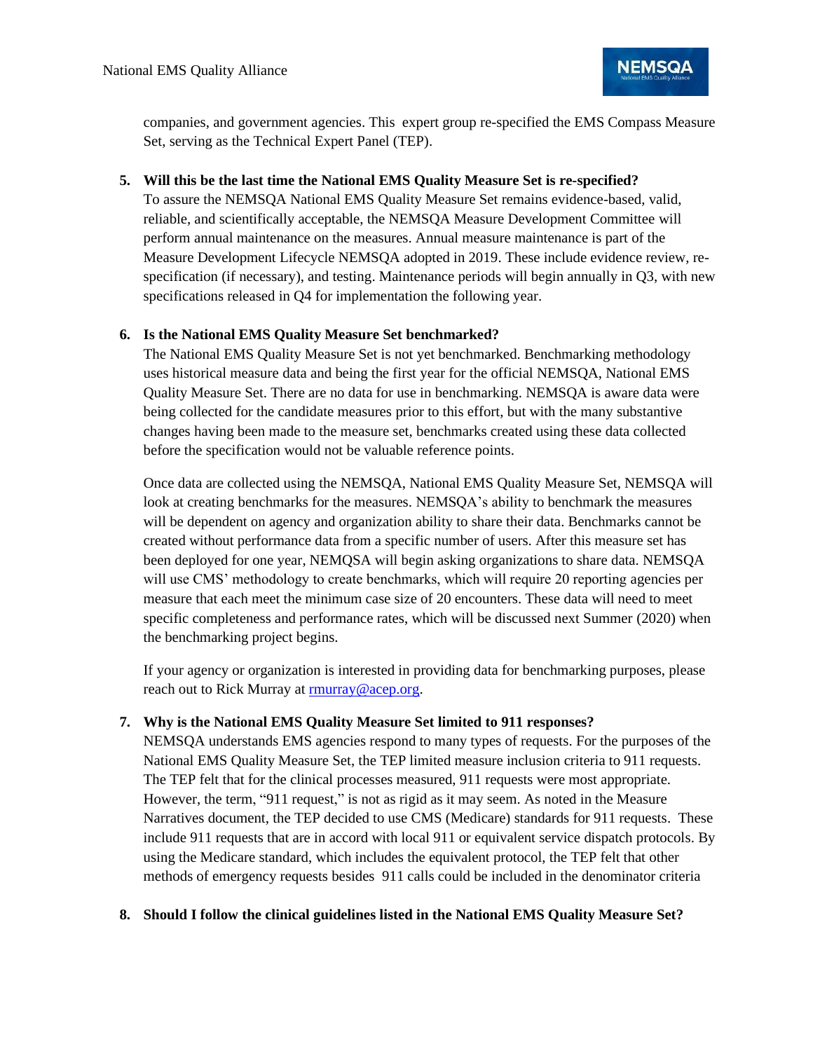companies, and government agencies. This expert group re-specified the EMS Compass Measure Set, serving as the Technical Expert Panel (TEP).

5. **Will this be the last time the National EMS Quality Measure Set is re-specified?**
   To assure the NEMSQA National EMS Quality Measure Set remains evidence-based, valid, reliable, and scientifically acceptable, the NEMSQA Measure Development Committee will perform annual maintenance on the measures. Annual measure maintenance is part of the Measure Development Lifecycle NEMSQA adopted in 2019. These include evidence review, re-specification (if necessary), and testing. Maintenance periods will begin annually in Q3, with new specifications released in Q4 for implementation the following year.

6. **Is the National EMS Quality Measure Set benchmarked?**
   The National EMS Quality Measure Set is not yet benchmarked. Benchmarking methodology uses historical measure data and being the first year for the official NEMSQA, National EMS Quality Measure Set. There are no data for use in benchmarking. NEMSQA is aware data were being collected for the candidate measures prior to this effort, but with the many substantive changes having been made to the measure set, benchmarks created using these data collected before the specification would not be valuable reference points.

   Once data are collected using the NEMSQA, National EMS Quality Measure Set, NEMSQA will look at creating benchmarks for the measures. NEMSQA's ability to benchmark the measures will be dependent on agency and organization ability to share their data. Benchmarks cannot be created without performance data from a specific number of users. After this measure set has been deployed for one year, NEMQSA will begin asking organizations to share data. NEMSQA will use CMS' methodology to create benchmarks, which will require 20 reporting agencies per measure that each meet the minimum case size of 20 encounters. These data will need to meet specific completeness and performance rates, which will be discussed next Summer (2020) when the benchmarking project begins.

   If your agency or organization is interested in providing data for benchmarking purposes, please reach out to Rick Murray at rmurray@acep.org.

7. **Why is the National EMS Quality Measure Set limited to 911 responses?**
   NEMSQA understands EMS agencies respond to many types of requests. For the purposes of the National EMS Quality Measure Set, the TEP limited measure inclusion criteria to 911 requests. The TEP felt that for the clinical processes measured, 911 requests were most appropriate. However, the term, "911 request," is not as rigid as it may seem. As noted in the Measure Narratives document, the TEP decided to use CMS (Medicare) standards for 911 requests. These include 911 requests that are in accord with local 911 or equivalent service dispatch protocols. By using the Medicare standard, which includes the equivalent protocol, the TEP felt that other methods of emergency requests besides 911 calls could be included in the denominator criteria

8. **Should I follow the clinical guidelines listed in the National EMS Quality Measure Set?**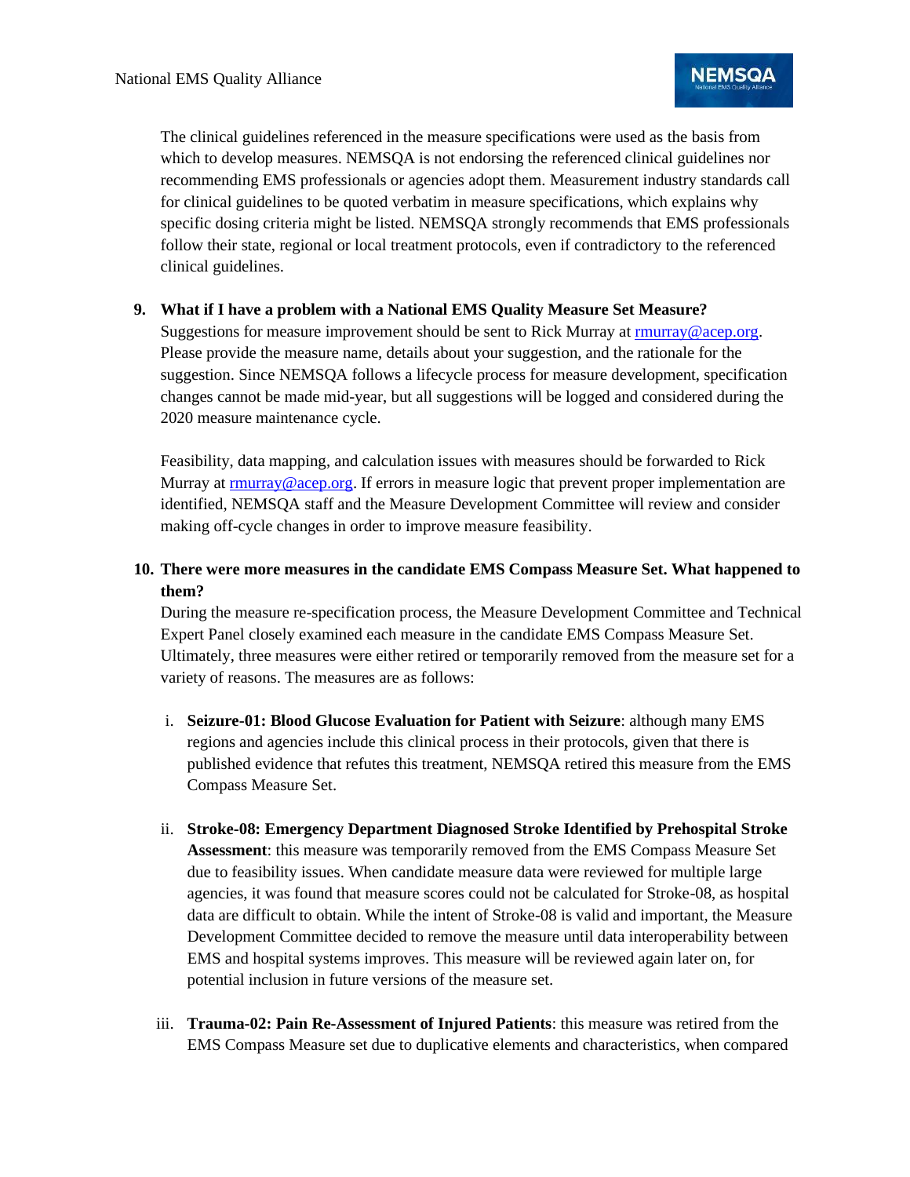The clinical guidelines referenced in the measure specifications were used as the basis from which to develop measures. NEMSQA is not endorsing the referenced clinical guidelines nor recommending EMS professionals or agencies adopt them. Measurement industry standards call for clinical guidelines to be quoted verbatim in measure specifications, which explains why specific dosing criteria might be listed. NEMSQA strongly recommends that EMS professionals follow their state, regional or local treatment protocols, even if contradictory to the referenced clinical guidelines.

9. **What if I have a problem with a National EMS Quality Measure Set Measure?**
   Suggestions for measure improvement should be sent to Rick Murray at rmurray@acep.org. Please provide the measure name, details about your suggestion, and the rationale for the suggestion. Since NEMSQA follows a lifecycle process for measure development, specification changes cannot be made mid-year, but all suggestions will be logged and considered during the 2020 measure maintenance cycle.

   Feasibility, data mapping, and calculation issues with measures should be forwarded to Rick Murray at rmurray@acep.org. If errors in measure logic that prevent proper implementation are identified, NEMSQA staff and the Measure Development Committee will review and consider making off-cycle changes in order to improve measure feasibility.

10. **There were more measures in the candidate EMS Compass Measure Set. What happened to them?**
    During the measure re-specification process, the Measure Development Committee and Technical Expert Panel closely examined each measure in the candidate EMS Compass Measure Set. Ultimately, three measures were either retired or temporarily removed from the measure set for a variety of reasons. The measures are as follows:

    i. **Seizure-01: Blood Glucose Evaluation for Patient with Seizure**: although many EMS regions and agencies include this clinical process in their protocols, given that there is published evidence that refutes this treatment, NEMSQA retired this measure from the EMS Compass Measure Set.

    ii. **Stroke-08: Emergency Department Diagnosed Stroke Identified by Prehospital Stroke Assessment**: this measure was temporarily removed from the EMS Compass Measure Set due to feasibility issues. When candidate measure data were reviewed for multiple large agencies, it was found that measure scores could not be calculated for Stroke-08, as hospital data are difficult to obtain. While the intent of Stroke-08 is valid and important, the Measure Development Committee decided to remove the measure until data interoperability between EMS and hospital systems improves. This measure will be reviewed again later on, for potential inclusion in future versions of the measure set.

    iii. **Trauma-02: Pain Re-Assessment of Injured Patients**: this measure was retired from the EMS Compass Measure set due to duplicative elements and characteristics, when compared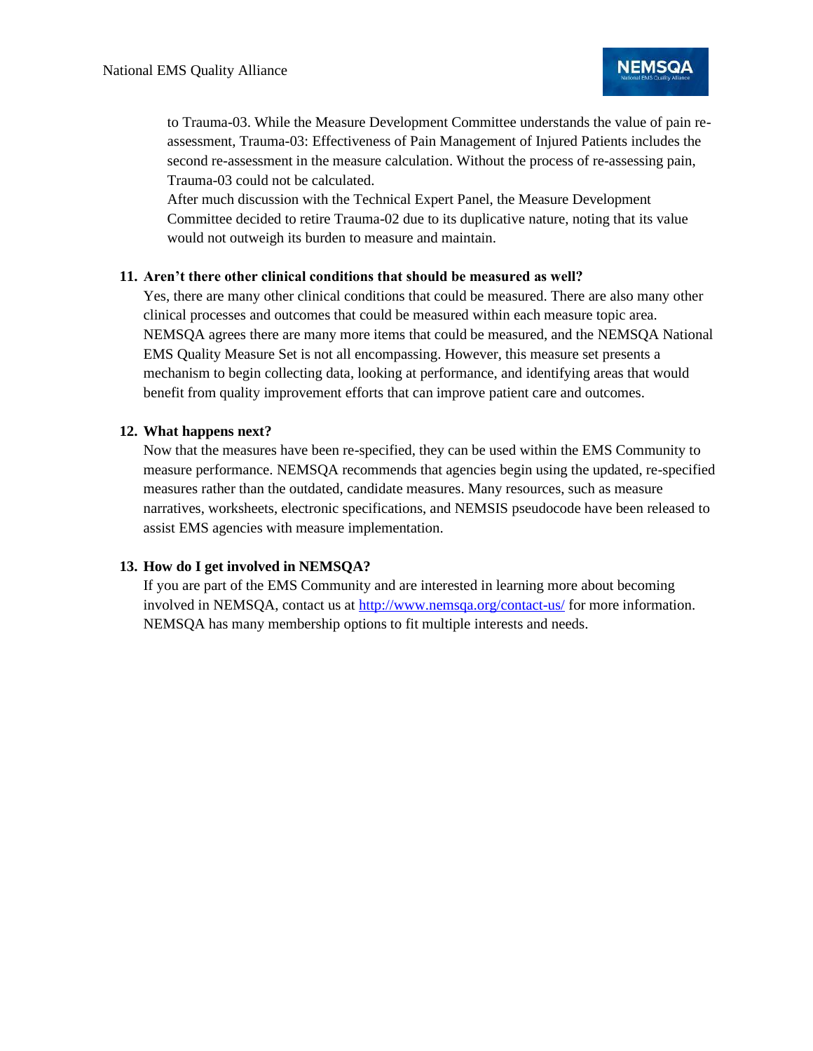to Trauma-03. While the Measure Development Committee understands the value of pain re-assessment, Trauma-03: Effectiveness of Pain Management of Injured Patients includes the second re-assessment in the measure calculation. Without the process of re-assessing pain, Trauma-03 could not be calculated.

After much discussion with the Technical Expert Panel, the Measure Development Committee decided to retire Trauma-02 due to its duplicative nature, noting that its value would not outweigh its burden to measure and maintain.

11. **Aren't there other clinical conditions that should be measured as well?**

    Yes, there are many other clinical conditions that could be measured. There are also many other clinical processes and outcomes that could be measured within each measure topic area. NEMSQA agrees there are many more items that could be measured, and the NEMSQA National EMS Quality Measure Set is not all encompassing. However, this measure set presents a mechanism to begin collecting data, looking at performance, and identifying areas that would benefit from quality improvement efforts that can improve patient care and outcomes.

12. **What happens next?**

    Now that the measures have been re-specified, they can be used within the EMS Community to measure performance. NEMSQA recommends that agencies begin using the updated, re-specified measures rather than the outdated, candidate measures. Many resources, such as measure narratives, worksheets, electronic specifications, and NEMSIS pseudocode have been released to assist EMS agencies with measure implementation.

13. **How do I get involved in NEMSQA?**

    If you are part of the EMS Community and are interested in learning more about becoming involved in NEMSQA, contact us at [http://www.nemsqa.org/contact-us/](http://www.nemsqa.org/contact-us/) for more information. NEMSQA has many membership options to fit multiple interests and needs.